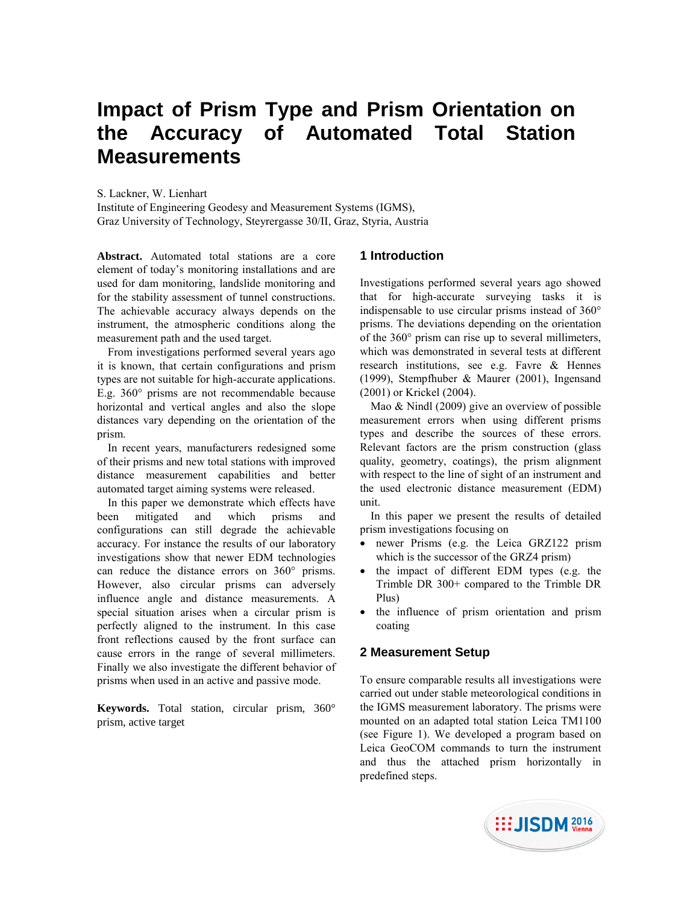# Impact of Prism Type and Prism Orientation on the Accuracy of Automated Total Station Measurements

S. Lackner, W. Lienhart

Institute of Engineering Geodesy and Measurement Systems (IGMS),
Graz University of Technology, Steyrergasse 30/II, Graz, Styria, Austria

**Abstract.** Automated total stations are a core element of today's monitoring installations and are used for dam monitoring, landslide monitoring and for the stability assessment of tunnel constructions. The achievable accuracy always depends on the instrument, the atmospheric conditions along the measurement path and the used target.

From investigations performed several years ago it is known, that certain configurations and prism types are not suitable for high-accurate applications. E.g. 360° prisms are not recommendable because horizontal and vertical angles and also the slope distances vary depending on the orientation of the prism.

In recent years, manufacturers redesigned some of their prisms and new total stations with improved distance measurement capabilities and better automated target aiming systems were released.

In this paper we demonstrate which effects have been mitigated and which prisms and configurations can still degrade the achievable accuracy. For instance the results of our laboratory investigations show that newer EDM technologies can reduce the distance errors on 360° prisms. However, also circular prisms can adversely influence angle and distance measurements. A special situation arises when a circular prism is perfectly aligned to the instrument. In this case front reflections caused by the front surface can cause errors in the range of several millimeters. Finally we also investigate the different behavior of prisms when used in an active and passive mode.

**Keywords.** Total station, circular prism, 360° prism, active target

## 1 Introduction

Investigations performed several years ago showed that for high-accurate surveying tasks it is indispensable to use circular prisms instead of 360° prisms. The deviations depending on the orientation of the 360° prism can rise up to several millimeters, which was demonstrated in several tests at different research institutions, see e.g. Favre & Hennes (1999), Stempfhuber & Maurer (2001), Ingensand (2001) or Krickel (2004).

Mao & Nindl (2009) give an overview of possible measurement errors when using different prisms types and describe the sources of these errors. Relevant factors are the prism construction (glass quality, geometry, coatings), the prism alignment with respect to the line of sight of an instrument and the used electronic distance measurement (EDM) unit.

In this paper we present the results of detailed prism investigations focusing on

- newer Prisms (e.g. the Leica GRZ122 prism which is the successor of the GRZ4 prism)
- the impact of different EDM types (e.g. the Trimble DR 300+ compared to the Trimble DR Plus)
- the influence of prism orientation and prism coating

## 2 Measurement Setup

To ensure comparable results all investigations were carried out under stable meteorological conditions in the IGMS measurement laboratory. The prisms were mounted on an adapted total station Leica TM1100 (see Figure 1). We developed a program based on Leica GeoCOM commands to turn the instrument and thus the attached prism horizontally in predefined steps.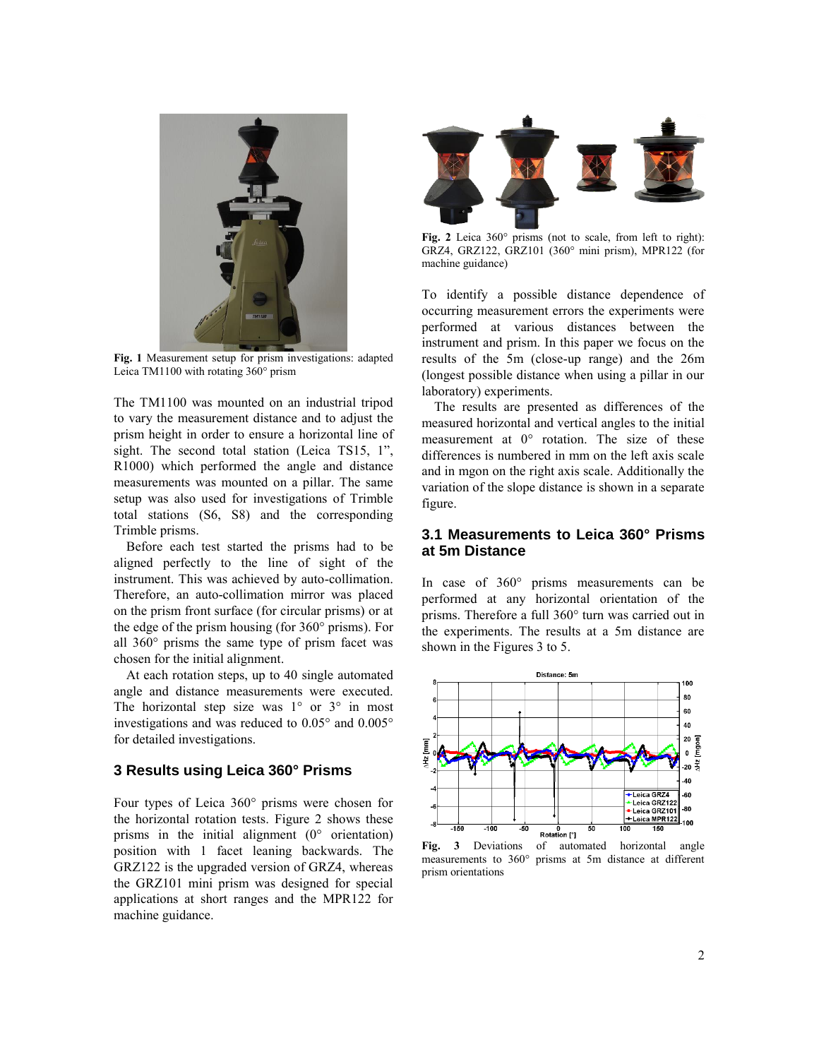Fig. 1 Measurement setup for prism investigations: adapted Leica TM1100 with rotating 360° prism

The TM1100 was mounted on an industrial tripod to vary the measurement distance and to adjust the prism height in order to ensure a horizontal line of sight. The second total station (Leica TS15, 1", R1000) which performed the angle and distance measurements was mounted on a pillar. The same setup was also used for investigations of Trimble total stations (S6, S8) and the corresponding Trimble prisms.

Before each test started the prisms had to be aligned perfectly to the line of sight of the instrument. This was achieved by auto-collimation. Therefore, an auto-collimation mirror was placed on the prism front surface (for circular prisms) or at the edge of the prism housing (for 360° prisms). For all 360° prisms the same type of prism facet was chosen for the initial alignment.

At each rotation steps, up to 40 single automated angle and distance measurements were executed. The horizontal step size was 1° or 3° in most investigations and was reduced to 0.05° and 0.005° for detailed investigations.

## 3 Results using Leica 360° Prisms

Four types of Leica 360° prisms were chosen for the horizontal rotation tests. Figure 2 shows these prisms in the initial alignment (0° orientation) position with 1 facet leaning backwards. The GRZ122 is the upgraded version of GRZ4, whereas the GRZ101 mini prism was designed for special applications at short ranges and the MPR122 for machine guidance.

**Fig. 2** Leica 360° prisms (not to scale, from left to right): GRZ4, GRZ122, GRZ101 (360° mini prism), MPR122 (for machine guidance)

To identify a possible distance dependence of occurring measurement errors the experiments were performed at various distances between the instrument and prism. In this paper we focus on the results of the 5m (close-up range) and the 26m (longest possible distance when using a pillar in our laboratory) experiments.

The results are presented as differences of the measured horizontal and vertical angles to the initial measurement at 0° rotation. The size of these differences is numbered in mm on the left axis scale and in mgon on the right axis scale. Additionally the variation of the slope distance is shown in a separate figure.

### 3.1 Measurements to Leica 360° Prisms at 5m Distance

In case of 360° prisms measurements can be performed at any horizontal orientation of the prisms. Therefore a full 360° turn was carried out in the experiments. The results at a 5m distance are shown in the Figures 3 to 5.

**Fig. 3** Deviations of automated horizontal angle measurements to 360° prisms at 5m distance at different prism orientations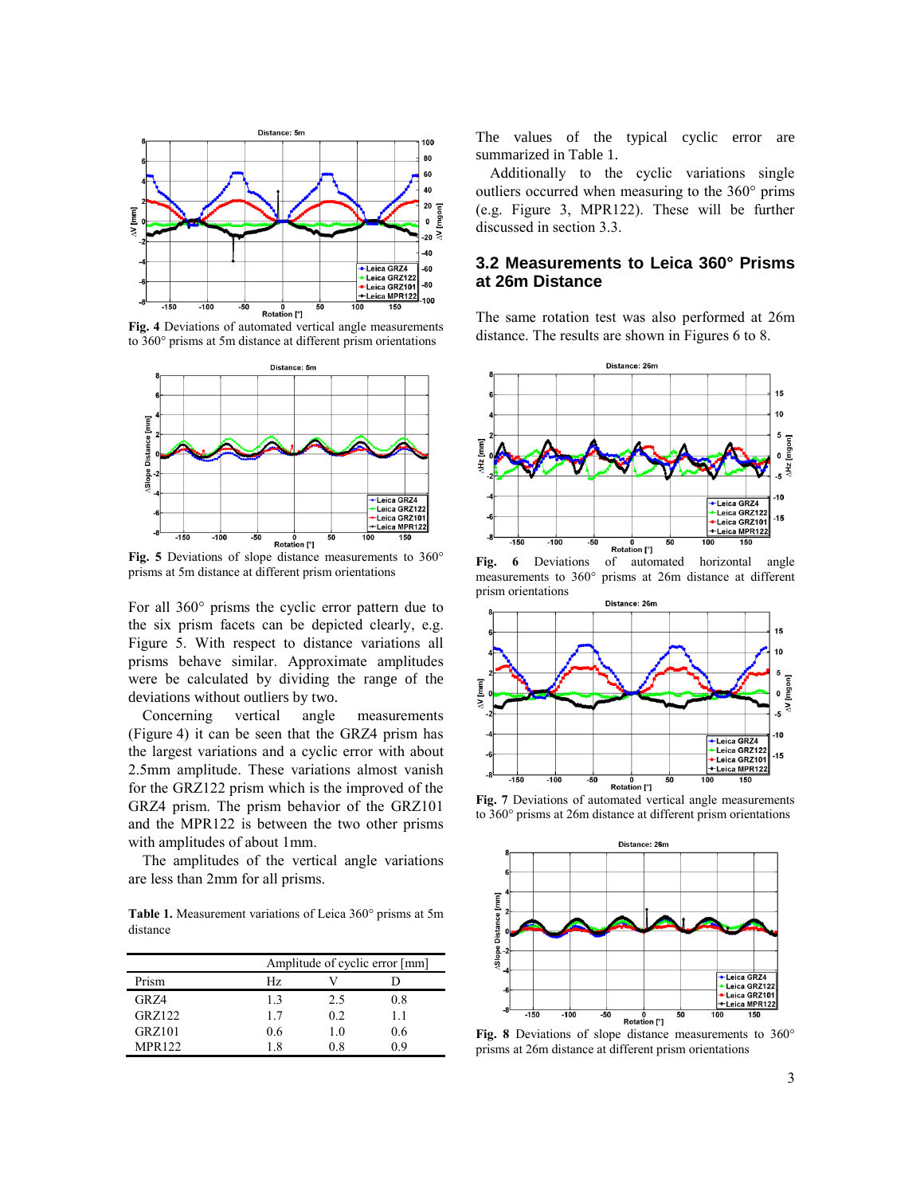Fig. 4 Deviations of automated vertical angle measurements to 360° prisms at 5m distance at different prism orientations

Fig. 5 Deviations of slope distance measurements to 360° prisms at 5m distance at different prism orientations

For all 360° prisms the cyclic error pattern due to the six prism facets can be depicted clearly, e.g. Figure 5. With respect to distance variations all prisms behave similar. Approximate amplitudes were be calculated by dividing the range of the deviations without outliers by two.

Concerning vertical angle measurements (Figure 4) it can be seen that the GRZ4 prism has the largest variations and a cyclic error with about 2.5mm amplitude. These variations almost vanish for the GRZ122 prism which is the improved of the GRZ4 prism. The prism behavior of the GRZ101 and the MPR122 is between the two other prisms with amplitudes of about 1mm.

The amplitudes of the vertical angle variations are less than 2mm for all prisms.

**Table 1.** Measurement variations of Leica 360° prisms at 5m distance

| | Amplitude of cyclic error [mm] | | |
|---|---|---|---|
| Prism | Hz | V | D |
| GRZ4 | 1.3 | 2.5 | 0.8 |
| GRZ122 | 1.7 | 0.2 | 1.1 |
| GRZ101 | 0.6 | 1.0 | 0.6 |
| MPR122 | 1.8 | 0.8 | 0.9 |

The values of the typical cyclic error are summarized in Table 1.

Additionally to the cyclic variations single outliers occurred when measuring to the 360° prims (e.g. Figure 3, MPR122). These will be further discussed in section 3.3.

## 3.2 Measurements to Leica 360° Prisms at 26m Distance

The same rotation test was also performed at 26m distance. The results are shown in Figures 6 to 8.

Fig. 6 Deviations of automated horizontal angle measurements to 360° prisms at 26m distance at different prism orientations

Fig. 7 Deviations of automated vertical angle measurements to 360° prisms at 26m distance at different prism orientations

Fig. 8 Deviations of slope distance measurements to 360° prisms at 26m distance at different prism orientations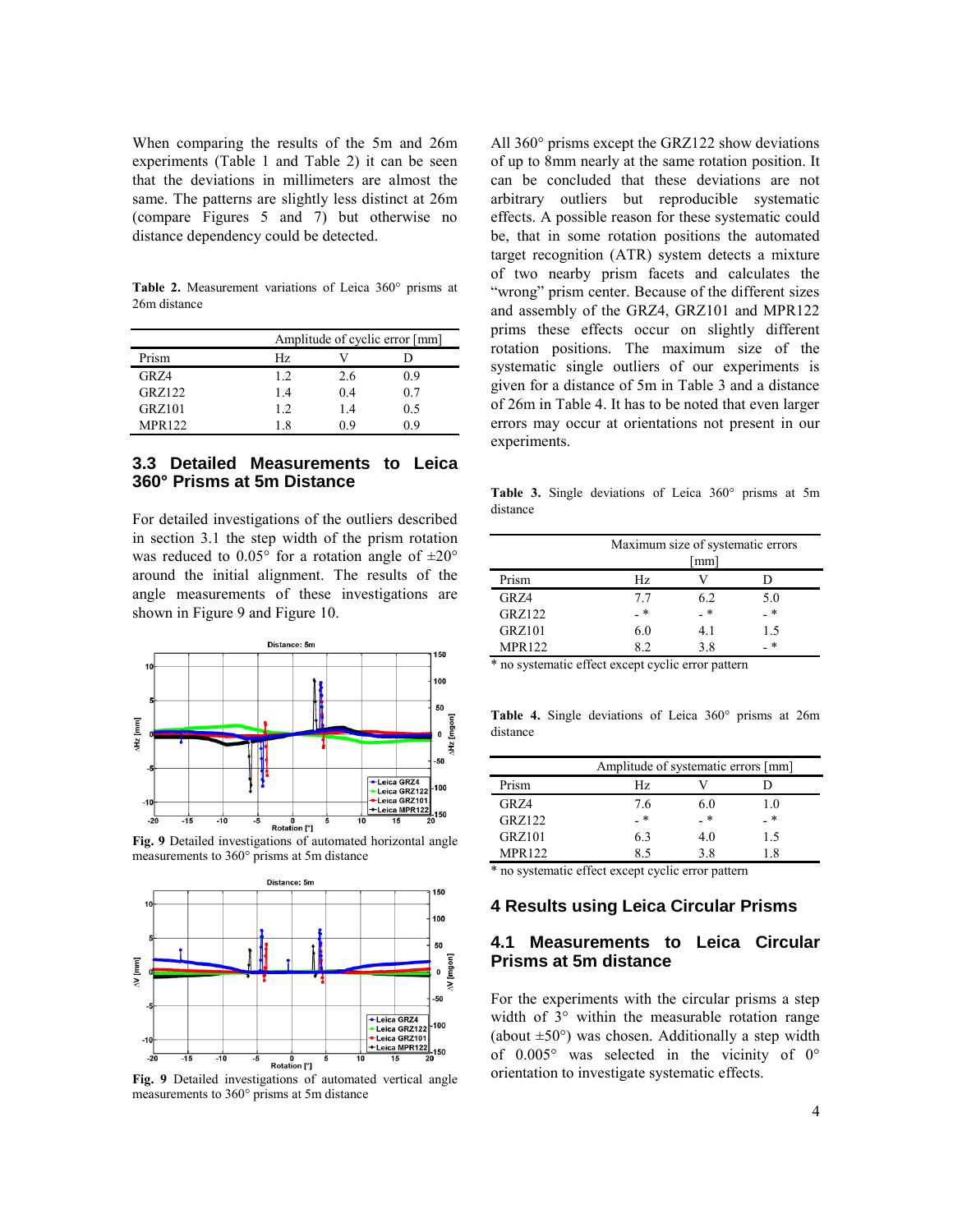When comparing the results of the 5m and 26m experiments (Table 1 and Table 2) it can be seen that the deviations in millimeters are almost the same. The patterns are slightly less distinct at 26m (compare Figures 5 and 7) but otherwise no distance dependency could be detected.

**Table 2.** Measurement variations of Leica 360° prisms at 26m distance

| | Amplitude of cyclic error [mm] | | |
|---|---|---|---|
| Prism | Hz | V | D |
| GRZ4 | 1.2 | 2.6 | 0.9 |
| GRZ122 | 1.4 | 0.4 | 0.7 |
| GRZ101 | 1.2 | 1.4 | 0.5 |
| MPR122 | 1.8 | 0.9 | 0.9 |

### 3.3 Detailed Measurements to Leica 360° Prisms at 5m Distance

For detailed investigations of the outliers described in section 3.1 the step width of the prism rotation was reduced to 0.05° for a rotation angle of ±20° around the initial alignment. The results of the angle measurements of these investigations are shown in Figure 9 and Figure 10.

**Fig. 9** Detailed investigations of automated horizontal angle measurements to 360° prisms at 5m distance

**Fig. 9** Detailed investigations of automated vertical angle measurements to 360° prisms at 5m distance

All 360° prisms except the GRZ122 show deviations of up to 8mm nearly at the same rotation position. It can be concluded that these deviations are not arbitrary outliers but reproducible systematic effects. A possible reason for these systematic could be, that in some rotation positions the automated target recognition (ATR) system detects a mixture of two nearby prism facets and calculates the "wrong" prism center. Because of the different sizes and assembly of the GRZ4, GRZ101 and MPR122 prims these effects occur on slightly different rotation positions. The maximum size of the systematic single outliers of our experiments is given for a distance of 5m in Table 3 and a distance of 26m in Table 4. It has to be noted that even larger errors may occur at orientations not present in our experiments.

**Table 3.** Single deviations of Leica 360° prisms at 5m distance

| | Maximum size of systematic errors [mm] | | |
|---|---|---|---|
| Prism | Hz | V | D |
| GRZ4 | 7.7 | 6.2 | 5.0 |
| GRZ122 | - * | - * | - * |
| GRZ101 | 6.0 | 4.1 | 1.5 |
| MPR122 | 8.2 | 3.8 | - * |

\* no systematic effect except cyclic error pattern

**Table 4.** Single deviations of Leica 360° prisms at 26m distance

| | Amplitude of systematic errors [mm] | | |
|---|---|---|---|
| Prism | Hz | V | D |
| GRZ4 | 7.6 | 6.0 | 1.0 |
| GRZ122 | - * | - * | - * |
| GRZ101 | 6.3 | 4.0 | 1.5 |
| MPR122 | 8.5 | 3.8 | 1.8 |

\* no systematic effect except cyclic error pattern

## 4 Results using Leica Circular Prisms

### 4.1 Measurements to Leica Circular Prisms at 5m distance

For the experiments with the circular prisms a step width of 3° within the measurable rotation range (about ±50°) was chosen. Additionally a step width of 0.005° was selected in the vicinity of 0° orientation to investigate systematic effects.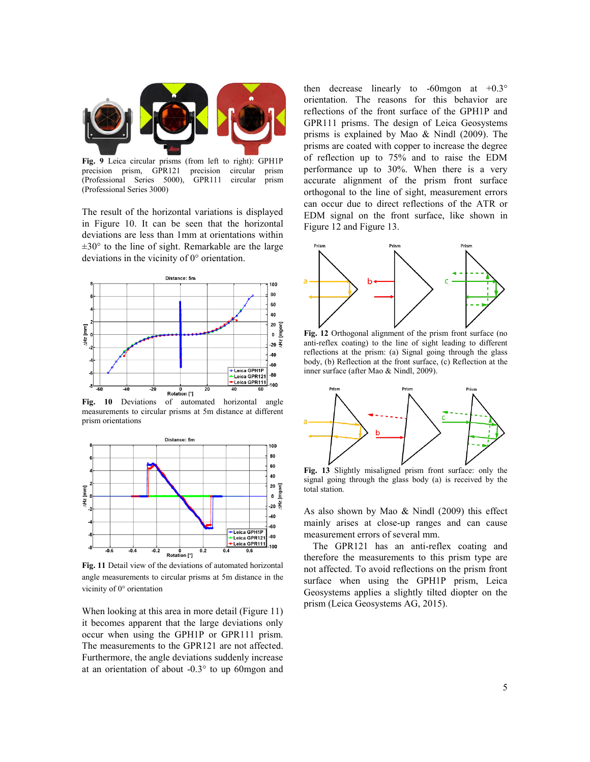Fig. 9 Leica circular prisms (from left to right): GPH1P precision prism, GPR121 precision circular prism (Professional Series 5000), GPR111 circular prism (Professional Series 3000)

The result of the horizontal variations is displayed in Figure 10. It can be seen that the horizontal deviations are less than 1mm at orientations within ±30° to the line of sight. Remarkable are the large deviations in the vicinity of 0° orientation.

Fig. 10 Deviations of automated horizontal angle measurements to circular prisms at 5m distance at different prism orientations

Fig. 11 Detail view of the deviations of automated horizontal angle measurements to circular prisms at 5m distance in the vicinity of 0° orientation

When looking at this area in more detail (Figure 11) it becomes apparent that the large deviations only occur when using the GPH1P or GPR111 prism. The measurements to the GPR121 are not affected. Furthermore, the angle deviations suddenly increase at an orientation of about -0.3° to up 60mgon and then decrease linearly to -60mgon at +0.3° orientation. The reasons for this behavior are reflections of the front surface of the GPH1P and GPR111 prisms. The design of Leica Geosystems prisms is explained by Mao & Nindl (2009). The prisms are coated with copper to increase the degree of reflection up to 75% and to raise the EDM performance up to 30%. When there is a very accurate alignment of the prism front surface orthogonal to the line of sight, measurement errors can occur due to direct reflections of the ATR or EDM signal on the front surface, like shown in Figure 12 and Figure 13.

Fig. 12 Orthogonal alignment of the prism front surface (no anti-reflex coating) to the line of sight leading to different reflections at the prism: (a) Signal going through the glass body, (b) Reflection at the front surface, (c) Reflection at the inner surface (after Mao & Nindl, 2009).

Fig. 13 Slightly misaligned prism front surface: only the signal going through the glass body (a) is received by the total station.

As also shown by Mao & Nindl (2009) this effect mainly arises at close-up ranges and can cause measurement errors of several mm.

The GPR121 has an anti-reflex coating and therefore the measurements to this prism type are not affected. To avoid reflections on the prism front surface when using the GPH1P prism, Leica Geosystems applies a slightly tilted diopter on the prism (Leica Geosystems AG, 2015).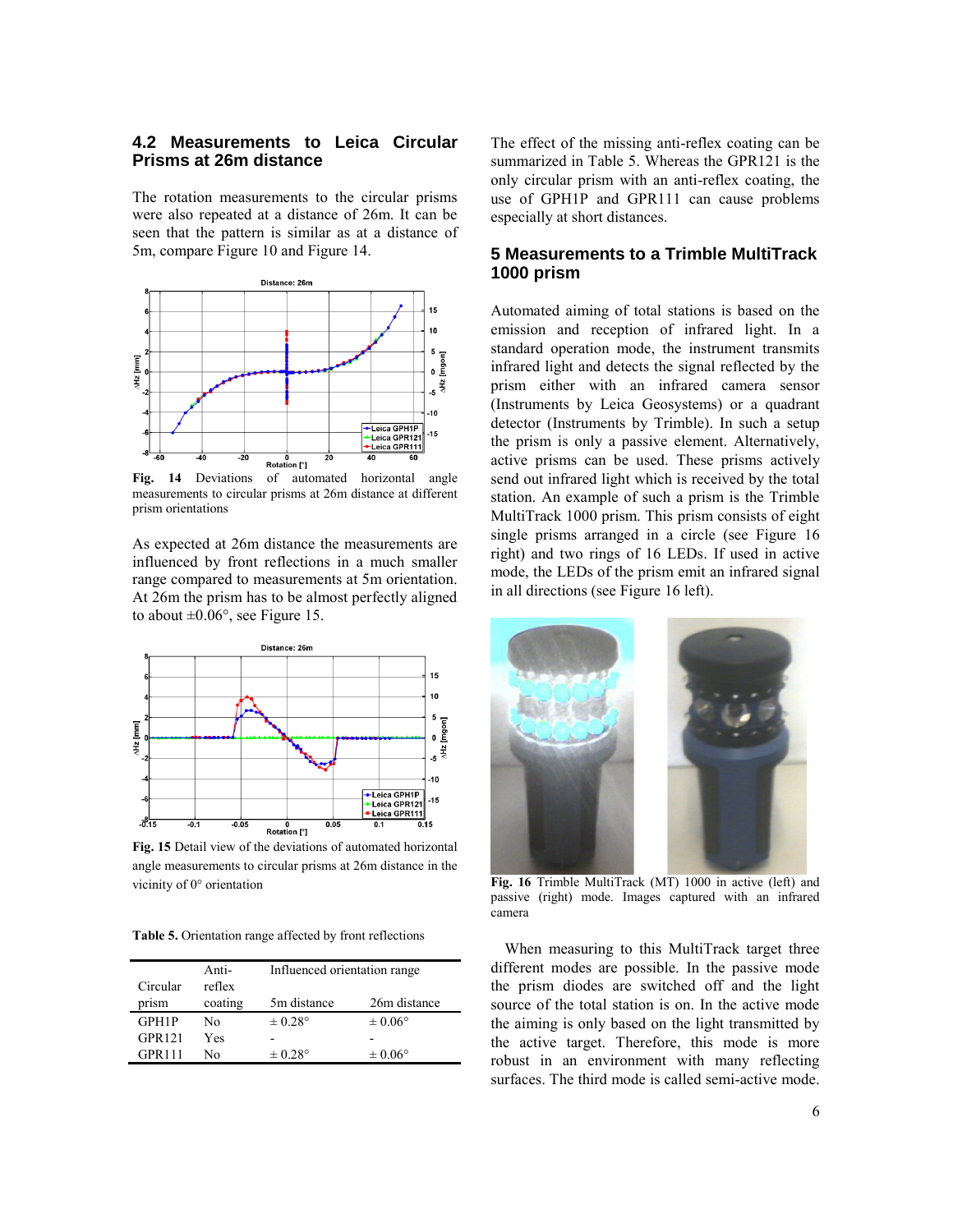### 4.2 Measurements to Leica Circular Prisms at 26m distance

The rotation measurements to the circular prisms were also repeated at a distance of 26m. It can be seen that the pattern is similar as at a distance of 5m, compare Figure 10 and Figure 14.

**Fig. 14** Deviations of automated horizontal angle measurements to circular prisms at 26m distance at different prism orientations

As expected at 26m distance the measurements are influenced by front reflections in a much smaller range compared to measurements at 5m orientation. At 26m the prism has to be almost perfectly aligned to about ±0.06°, see Figure 15.

**Fig. 15** Detail view of the deviations of automated horizontal angle measurements to circular prisms at 26m distance in the vicinity of 0° orientation

**Table 5.** Orientation range affected by front reflections

| Circular prism | Anti-reflex coating | Influenced orientation range | |
|---|---|---|---|
| | | 5m distance | 26m distance |
| GPH1P | No | ± 0.28° | ± 0.06° |
| GPR121 | Yes | - | - |
| GPR111 | No | ± 0.28° | ± 0.06° |

The effect of the missing anti-reflex coating can be summarized in Table 5. Whereas the GPR121 is the only circular prism with an anti-reflex coating, the use of GPH1P and GPR111 can cause problems especially at short distances.

## 5 Measurements to a Trimble MultiTrack 1000 prism

Automated aiming of total stations is based on the emission and reception of infrared light. In a standard operation mode, the instrument transmits infrared light and detects the signal reflected by the prism either with an infrared camera sensor (Instruments by Leica Geosystems) or a quadrant detector (Instruments by Trimble). In such a setup the prism is only a passive element. Alternatively, active prisms can be used. These prisms actively send out infrared light which is received by the total station. An example of such a prism is the Trimble MultiTrack 1000 prism. This prism consists of eight single prisms arranged in a circle (see Figure 16 right) and two rings of 16 LEDs. If used in active mode, the LEDs of the prism emit an infrared signal in all directions (see Figure 16 left).

**Fig. 16** Trimble MultiTrack (MT) 1000 in active (left) and passive (right) mode. Images captured with an infrared camera

When measuring to this MultiTrack target three different modes are possible. In the passive mode the prism diodes are switched off and the light source of the total station is on. In the active mode the aiming is only based on the light transmitted by the active target. Therefore, this mode is more robust in an environment with many reflecting surfaces. The third mode is called semi-active mode.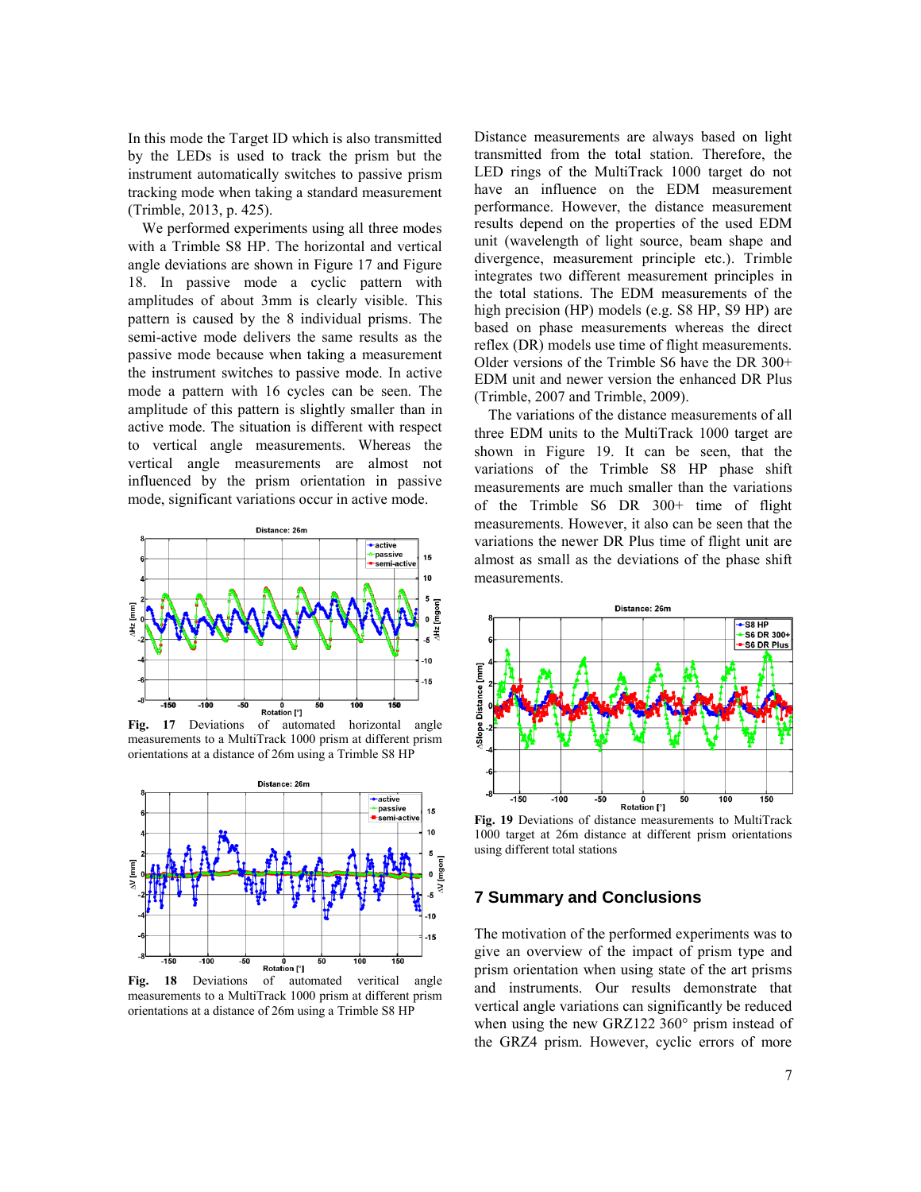In this mode the Target ID which is also transmitted by the LEDs is used to track the prism but the instrument automatically switches to passive prism tracking mode when taking a standard measurement (Trimble, 2013, p. 425).

We performed experiments using all three modes with a Trimble S8 HP. The horizontal and vertical angle deviations are shown in Figure 17 and Figure 18. In passive mode a cyclic pattern with amplitudes of about 3mm is clearly visible. This pattern is caused by the 8 individual prisms. The semi-active mode delivers the same results as the passive mode because when taking a measurement the instrument switches to passive mode. In active mode a pattern with 16 cycles can be seen. The amplitude of this pattern is slightly smaller than in active mode. The situation is different with respect to vertical angle measurements. Whereas the vertical angle measurements are almost not influenced by the prism orientation in passive mode, significant variations occur in active mode.

**Fig. 17** Deviations of automated horizontal angle measurements to a MultiTrack 1000 prism at different prism orientations at a distance of 26m using a Trimble S8 HP

**Fig. 18** Deviations of automated veritical angle measurements to a MultiTrack 1000 prism at different prism orientations at a distance of 26m using a Trimble S8 HP

Distance measurements are always based on light transmitted from the total station. Therefore, the LED rings of the MultiTrack 1000 target do not have an influence on the EDM measurement performance. However, the distance measurement results depend on the properties of the used EDM unit (wavelength of light source, beam shape and divergence, measurement principle etc.). Trimble integrates two different measurement principles in the total stations. The EDM measurements of the high precision (HP) models (e.g. S8 HP, S9 HP) are based on phase measurements whereas the direct reflex (DR) models use time of flight measurements. Older versions of the Trimble S6 have the DR 300+ EDM unit and newer version the enhanced DR Plus (Trimble, 2007 and Trimble, 2009).

The variations of the distance measurements of all three EDM units to the MultiTrack 1000 target are shown in Figure 19. It can be seen, that the variations of the Trimble S8 HP phase shift measurements are much smaller than the variations of the Trimble S6 DR 300+ time of flight measurements. However, it also can be seen that the variations the newer DR Plus time of flight unit are almost as small as the deviations of the phase shift measurements.

**Fig. 19** Deviations of distance measurements to MultiTrack 1000 target at 26m distance at different prism orientations using different total stations

## 7 Summary and Conclusions

The motivation of the performed experiments was to give an overview of the impact of prism type and prism orientation when using state of the art prisms and instruments. Our results demonstrate that vertical angle variations can significantly be reduced when using the new GRZ122 360° prism instead of the GRZ4 prism. However, cyclic errors of more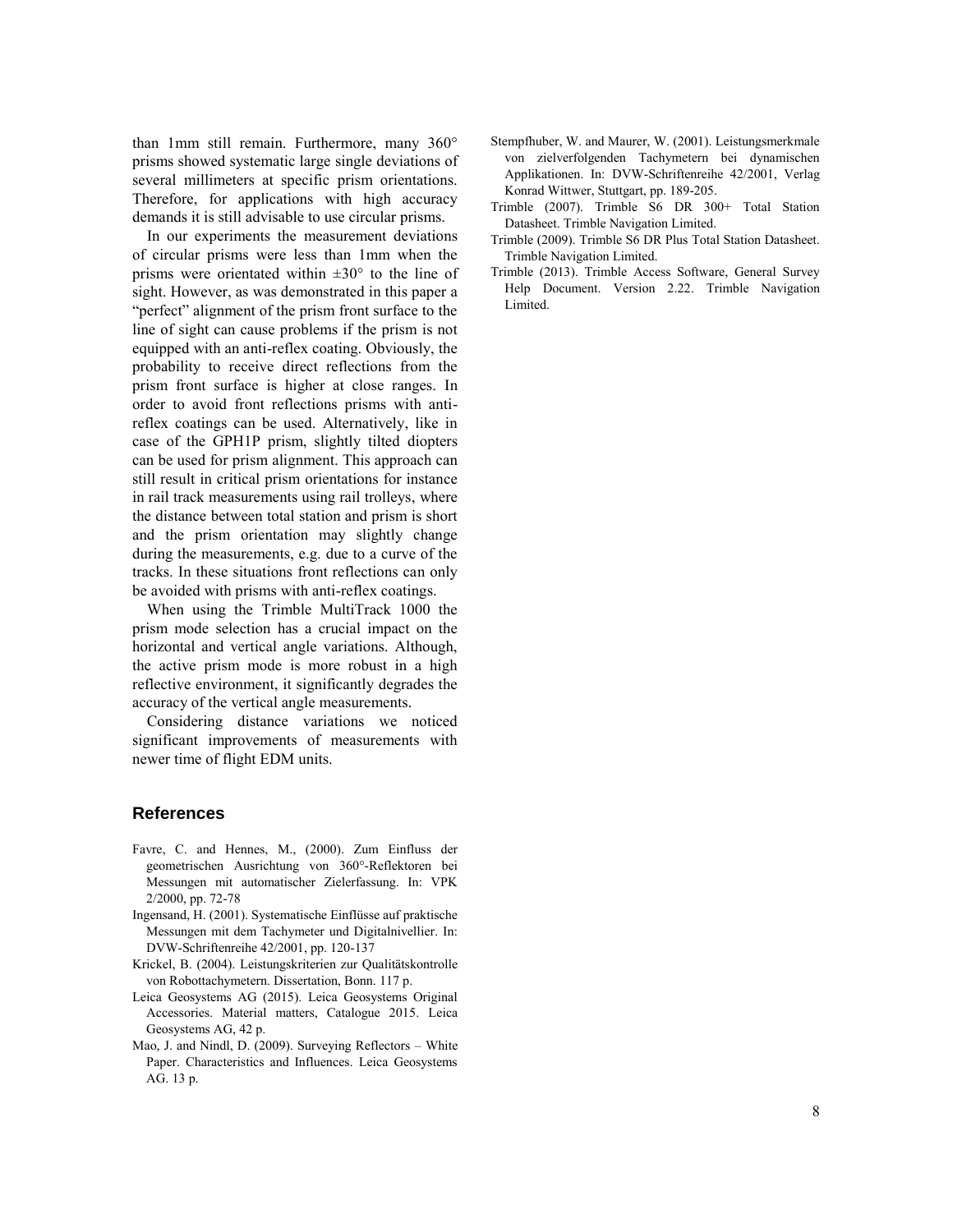than 1mm still remain. Furthermore, many 360° prisms showed systematic large single deviations of several millimeters at specific prism orientations. Therefore, for applications with high accuracy demands it is still advisable to use circular prisms.

In our experiments the measurement deviations of circular prisms were less than 1mm when the prisms were orientated within ±30° to the line of sight. However, as was demonstrated in this paper a "perfect" alignment of the prism front surface to the line of sight can cause problems if the prism is not equipped with an anti-reflex coating. Obviously, the probability to receive direct reflections from the prism front surface is higher at close ranges. In order to avoid front reflections prisms with anti-reflex coatings can be used. Alternatively, like in case of the GPH1P prism, slightly tilted diopters can be used for prism alignment. This approach can still result in critical prism orientations for instance in rail track measurements using rail trolleys, where the distance between total station and prism is short and the prism orientation may slightly change during the measurements, e.g. due to a curve of the tracks. In these situations front reflections can only be avoided with prisms with anti-reflex coatings.

When using the Trimble MultiTrack 1000 the prism mode selection has a crucial impact on the horizontal and vertical angle variations. Although, the active prism mode is more robust in a high reflective environment, it significantly degrades the accuracy of the vertical angle measurements.

Considering distance variations we noticed significant improvements of measurements with newer time of flight EDM units.

## References

Favre, C. and Hennes, M., (2000). Zum Einfluss der geometrischen Ausrichtung von 360°-Reflektoren bei Messungen mit automatischer Zielerfassung. In: VPK 2/2000, pp. 72-78

Ingensand, H. (2001). Systematische Einflüsse auf praktische Messungen mit dem Tachymeter und Digitalnivellier. In: DVW-Schriftenreihe 42/2001, pp. 120-137

Krickel, B. (2004). Leistungskriterien zur Qualitätskontrolle von Robottachymetern. Dissertation, Bonn. 117 p.

Leica Geosystems AG (2015). Leica Geosystems Original Accessories. Material matters, Catalogue 2015. Leica Geosystems AG, 42 p.

Mao, J. and Nindl, D. (2009). Surveying Reflectors – White Paper. Characteristics and Influences. Leica Geosystems AG. 13 p.

Stempfhuber, W. and Maurer, W. (2001). Leistungsmerkmale von zielverfolgenden Tachymetern bei dynamischen Applikationen. In: DVW-Schriftenreihe 42/2001, Verlag Konrad Wittwer, Stuttgart, pp. 189-205.

Trimble (2007). Trimble S6 DR 300+ Total Station Datasheet. Trimble Navigation Limited.

Trimble (2009). Trimble S6 DR Plus Total Station Datasheet. Trimble Navigation Limited.

Trimble (2013). Trimble Access Software, General Survey Help Document. Version 2.22. Trimble Navigation Limited.